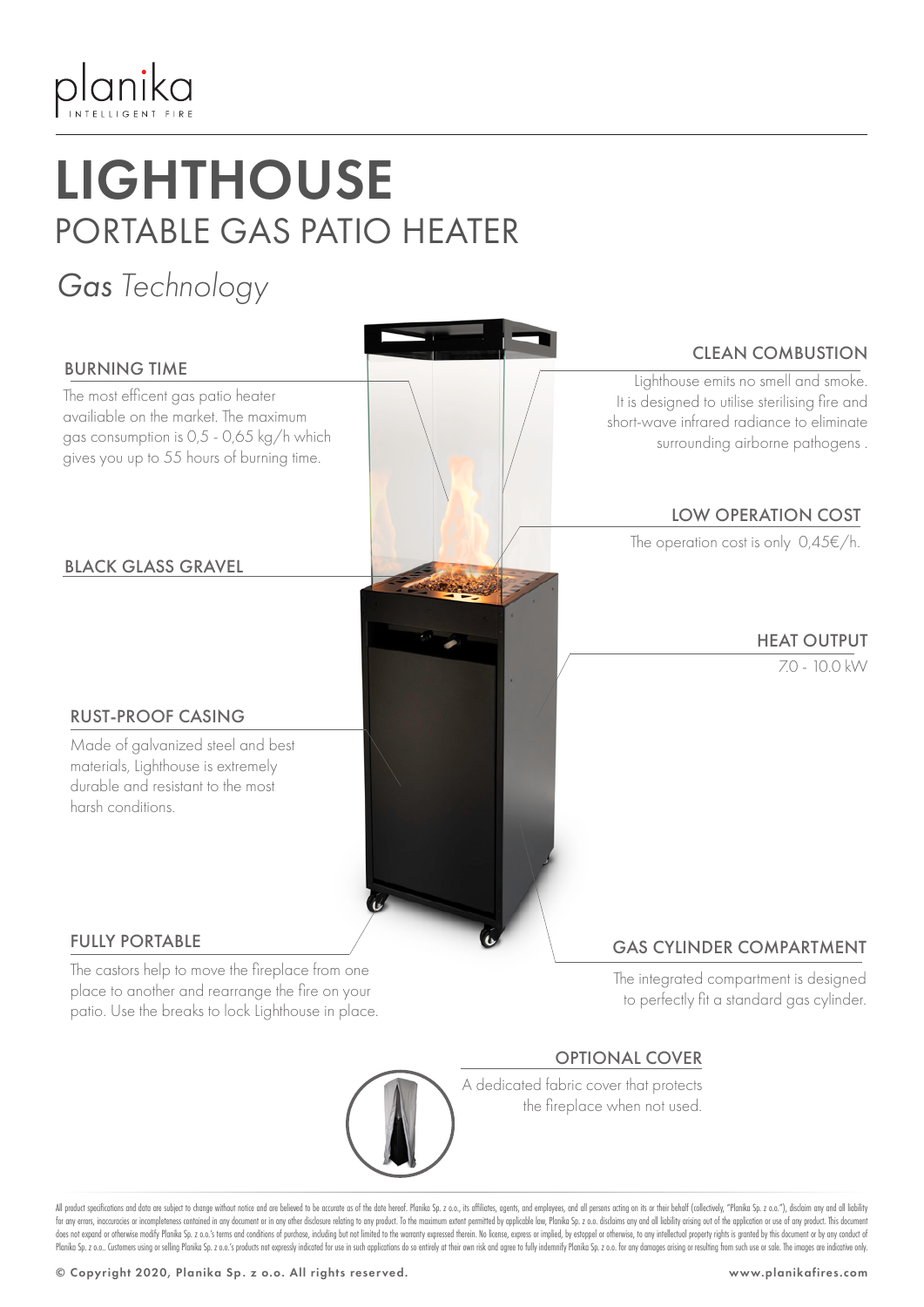planika
INTELLIGENT FIRE

# LIGHTHOUSE

## PORTABLE GAS PATIO HEATER

*Gas Technology*

### BURNING TIME

The most efficent gas patio heater availiable on the market. The maximum gas consumption is 0,5 - 0,65 kg/h which gives you up to 55 hours of burning time.

### BLACK GLASS GRAVEL

### RUST-PROOF CASING

Made of galvanized steel and best materials, Lighthouse is extremely durable and resistant to the most harsh conditions.

### FULLY PORTABLE

The castors help to move the fireplace from one place to another and rearrange the fire on your patio. Use the breaks to lock Lighthouse in place.

### CLEAN COMBUSTION

Lighthouse emits no smell and smoke. It is designed to utilise sterilising fire and short-wave infrared radiance to eliminate surrounding airborne pathogens .

### LOW OPERATION COST

The operation cost is only 0,45€/h.

### HEAT OUTPUT

7.0 - 10.0 kW

### GAS CYLINDER COMPARTMENT

The integrated compartment is designed to perfectly fit a standard gas cylinder.

### OPTIONAL COVER

A dedicated fabric cover that protects the fireplace when not used.

All product specifications and data are subject to change without notice and are believed to be accurate as of the date hereof. Planika Sp. z o.o., its affiliates, agents, and employees, and all persons acting on its or their behalf (collectively, "Planika Sp. z o.o."), disclaim any and all liability for any errors, inaccuracies or incompleteness contained in any document or in any other disclosure relating to any product. To the maximum extent permitted by applicable law, Planika Sp. z o.o. disclaims any and all liability arising out of the application or use of any product. This document does not expand or otherwise modify Planika Sp. z o.o.'s terms and conditions of purchase, including but not limited to the warranty expressed therein. No license, express or implied, by estoppel or otherwise, to any intellectual property rights is granted by this document or by any conduct of Planika Sp. z o.o.. Customers using or selling Planika Sp. z o.o.'s products not expressly indicated for use in such applications do so entirely at their own risk and agree to fully indemnify Planika Sp. z o.o. for any damages arising or resulting from such use or sale. The images are indicative only.

© Copyright 2020, Planika Sp. z o.o. All rights reserved.

www.planikafires.com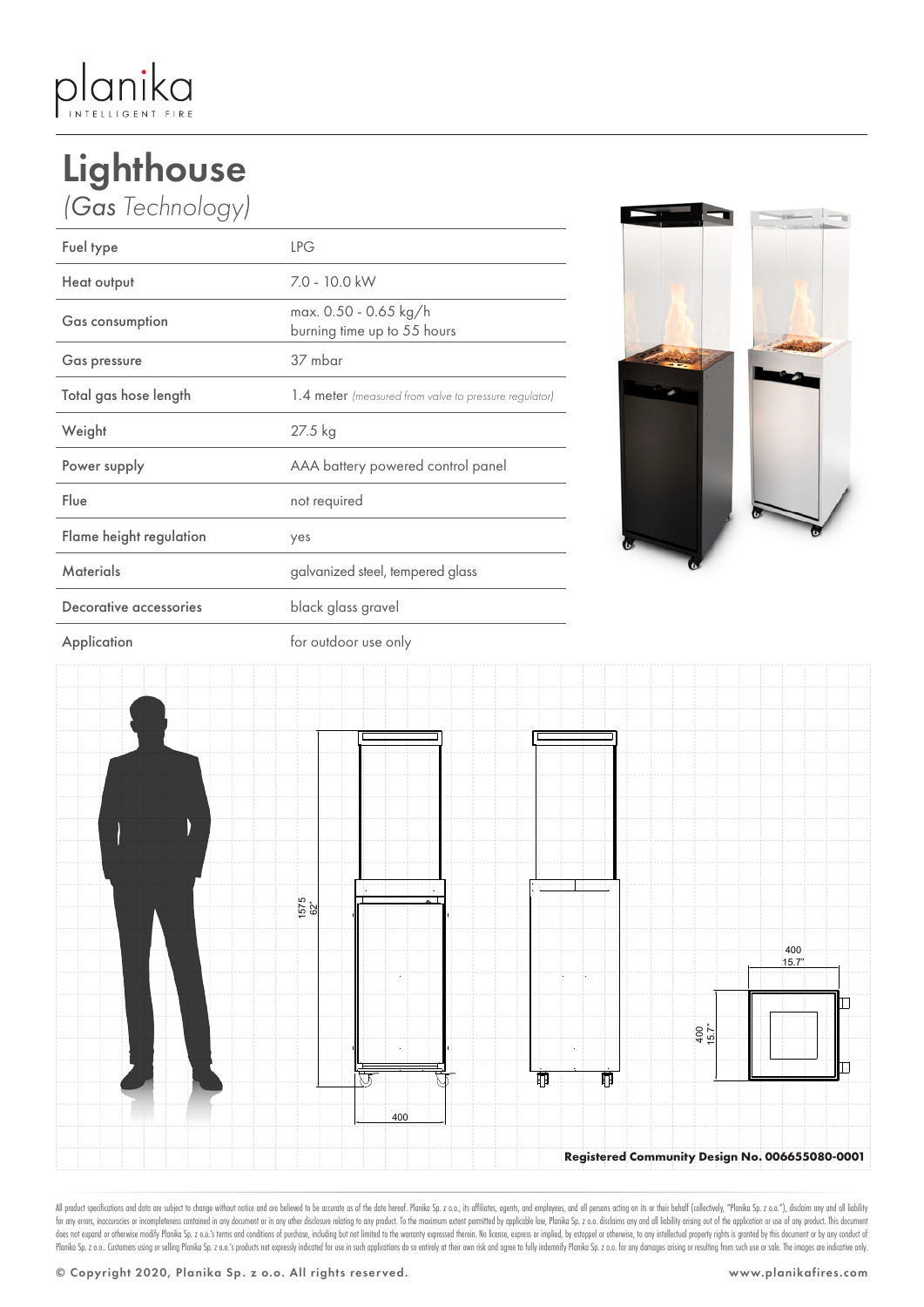planika
INTELLIGENT FIRE

# Lighthouse

*(Gas Technology)*

| | |
|---|---|
| Fuel type | LPG |
| Heat output | 7.0 - 10.0 kW |
| Gas consumption | max. 0.50 - 0.65 kg/h<br>burning time up to 55 hours |
| Gas pressure | 37 mbar |
| Total gas hose length | 1.4 meter *(measured from valve to pressure regulator)* |
| Weight | 27.5 kg |
| Power supply | AAA battery powered control panel |
| Flue | not required |
| Flame height regulation | yes |
| Materials | galvanized steel, tempered glass |
| Decorative accessories | black glass gravel |
| Application | for outdoor use only |

1575
62"

400

400
15.7"

400
15.7"

**Registered Community Design No. 006655080-0001**

All product specifications and data are subject to change without notice and are believed to be accurate as of the date hereof. Planika Sp. z o.o., its affiliates, agents, and employees, and all persons acting on its or their behalf (collectively, "Planika Sp. z o.o."), disclaim any and all liability for any errors, inaccuracies or incompleteness contained in any document or in any other disclosure relating to any product. To the maximum extent permitted by applicable law, Planika Sp. z o.o. disclaims any and all liability arising out of the application or use of any product. This document does not expand or otherwise modify Planika Sp. z o.o.'s terms and conditions of purchase, including but not limited to the warranty expressed therein. No license, express or implied, by estoppel or otherwise, to any intellectual property rights is granted by this document or by any conduct of Planika Sp. z o.o.. Customers using or selling Planika Sp. z o.o.'s products not expressly indicated for use in such applications do so entirely at their own risk and agree to fully indemnify Planika Sp. z o.o. for any damages arising or resulting from such use or sale. The images are indicative only.

© Copyright 2020, Planika Sp. z o.o. All rights reserved.

www.planikafires.com